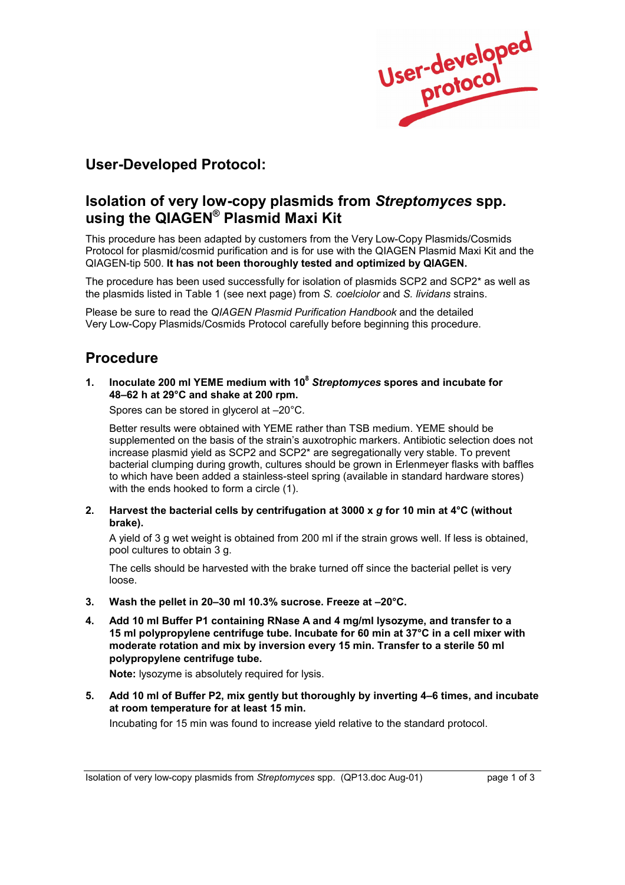User-developed protocol

## User-Developed Protocol:

# Isolation of very low-copy plasmids from *Streptomyces* spp. using the QIAGEN® Plasmid Maxi Kit

This procedure has been adapted by customers from the Very Low-Copy Plasmids/Cosmids Protocol for plasmid/cosmid purification and is for use with the QIAGEN Plasmid Maxi Kit and the QIAGEN-tip 500. **It has not been thoroughly tested and optimized by QIAGEN.**

The procedure has been used successfully for isolation of plasmids SCP2 and SCP2* as well as the plasmids listed in Table 1 (see next page) from *S. coelciolor* and *S. lividans* strains.

Please be sure to read the *QIAGEN Plasmid Purification Handbook* and the detailed Very Low-Copy Plasmids/Cosmids Protocol carefully before beginning this procedure.

## Procedure

1. **Inoculate 200 ml YEME medium with $10^8$ *Streptomyces* spores and incubate for 48–62 h at 29°C and shake at 200 rpm.**

   Spores can be stored in glycerol at –20°C.

   Better results were obtained with YEME rather than TSB medium. YEME should be supplemented on the basis of the strain's auxotrophic markers. Antibiotic selection does not increase plasmid yield as SCP2 and SCP2* are segregationally very stable. To prevent bacterial clumping during growth, cultures should be grown in Erlenmeyer flasks with baffles to which have been added a stainless-steel spring (available in standard hardware stores) with the ends hooked to form a circle (1).

2. **Harvest the bacterial cells by centrifugation at 3000 x *g* for 10 min at 4°C (without brake).**

   A yield of 3 g wet weight is obtained from 200 ml if the strain grows well. If less is obtained, pool cultures to obtain 3 g.

   The cells should be harvested with the brake turned off since the bacterial pellet is very loose.

3. **Wash the pellet in 20–30 ml 10.3% sucrose. Freeze at –20°C.**

4. **Add 10 ml Buffer P1 containing RNase A and 4 mg/ml lysozyme, and transfer to a 15 ml polypropylene centrifuge tube. Incubate for 60 min at 37°C in a cell mixer with moderate rotation and mix by inversion every 15 min. Transfer to a sterile 50 ml polypropylene centrifuge tube.**

   **Note:** lysozyme is absolutely required for lysis.

5. **Add 10 ml of Buffer P2, mix gently but thoroughly by inverting 4–6 times, and incubate at room temperature for at least 15 min.**

   Incubating for 15 min was found to increase yield relative to the standard protocol.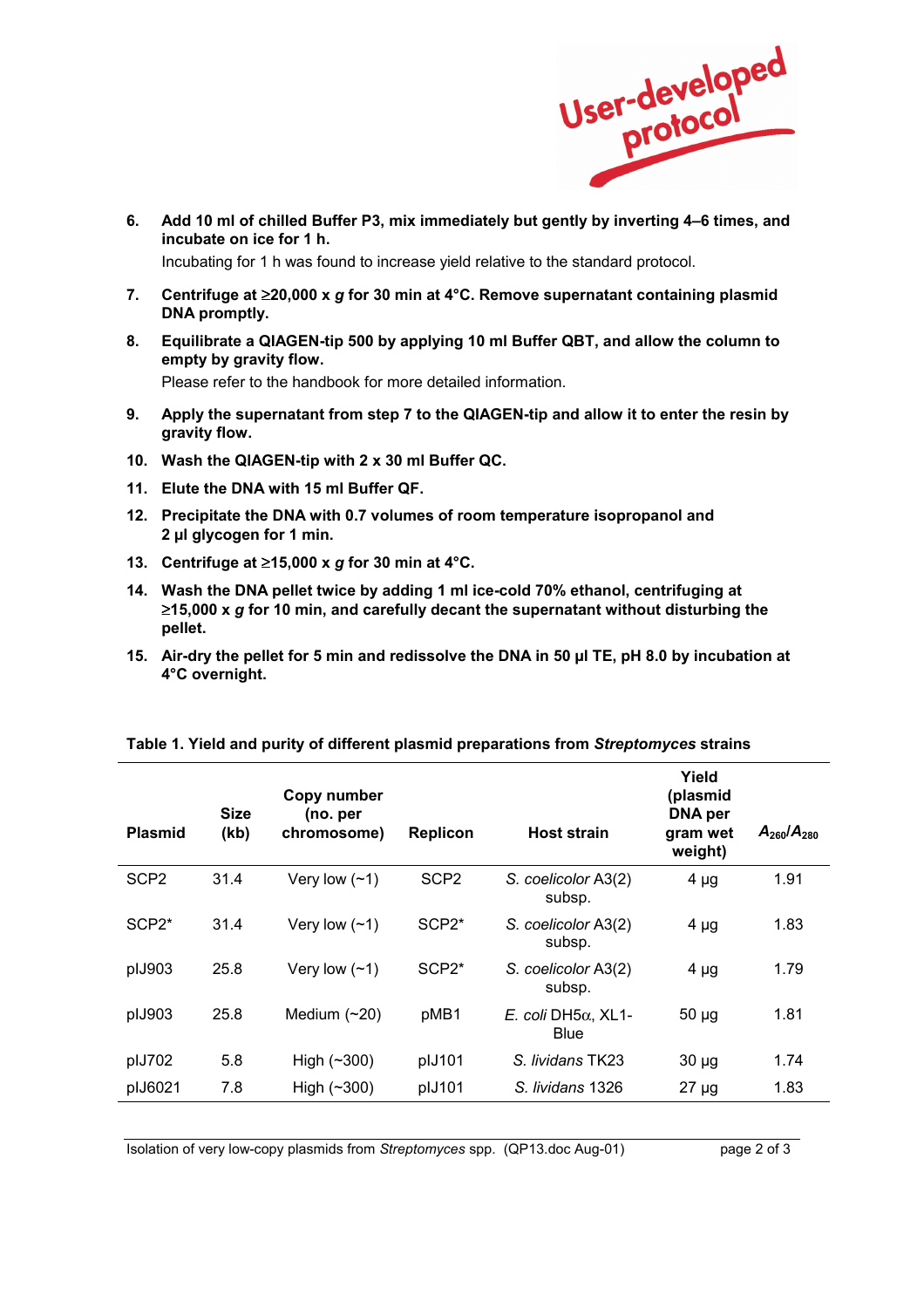6. **Add 10 ml of chilled Buffer P3, mix immediately but gently by inverting 4–6 times, and incubate on ice for 1 h.**

   Incubating for 1 h was found to increase yield relative to the standard protocol.

7. **Centrifuge at ≥20,000 x *g* for 30 min at 4°C. Remove supernatant containing plasmid DNA promptly.**

8. **Equilibrate a QIAGEN-tip 500 by applying 10 ml Buffer QBT, and allow the column to empty by gravity flow.**

   Please refer to the handbook for more detailed information.

9. **Apply the supernatant from step 7 to the QIAGEN-tip and allow it to enter the resin by gravity flow.**

10. **Wash the QIAGEN-tip with 2 x 30 ml Buffer QC.**

11. **Elute the DNA with 15 ml Buffer QF.**

12. **Precipitate the DNA with 0.7 volumes of room temperature isopropanol and 2 µl glycogen for 1 min.**

13. **Centrifuge at ≥15,000 x *g* for 30 min at 4°C.**

14. **Wash the DNA pellet twice by adding 1 ml ice-cold 70% ethanol, centrifuging at ≥15,000 x *g* for 10 min, and carefully decant the supernatant without disturbing the pellet.**

15. **Air-dry the pellet for 5 min and redissolve the DNA in 50 µl TE, pH 8.0 by incubation at 4°C overnight.**

**Table 1. Yield and purity of different plasmid preparations from *Streptomyces* strains**

| Plasmid | Size (kb) | Copy number (no. per chromosome) | Replicon | Host strain | Yield (plasmid DNA per gram wet weight) | $A_{260}/A_{280}$ |
|---|---|---|---|---|---|---|
| SCP2 | 31.4 | Very low (~1) | SCP2 | *S. coelicolor* A3(2) subsp. | 4 µg | 1.91 |
| SCP2* | 31.4 | Very low (~1) | SCP2* | *S. coelicolor* A3(2) subsp. | 4 µg | 1.83 |
| pIJ903 | 25.8 | Very low (~1) | SCP2* | *S. coelicolor* A3(2) subsp. | 4 µg | 1.79 |
| pIJ903 | 25.8 | Medium (~20) | pMB1 | *E. coli* DH5α, XL1-Blue | 50 µg | 1.81 |
| pIJ702 | 5.8 | High (~300) | pIJ101 | *S. lividans* TK23 | 30 µg | 1.74 |
| pIJ6021 | 7.8 | High (~300) | pIJ101 | *S. lividans* 1326 | 27 µg | 1.83 |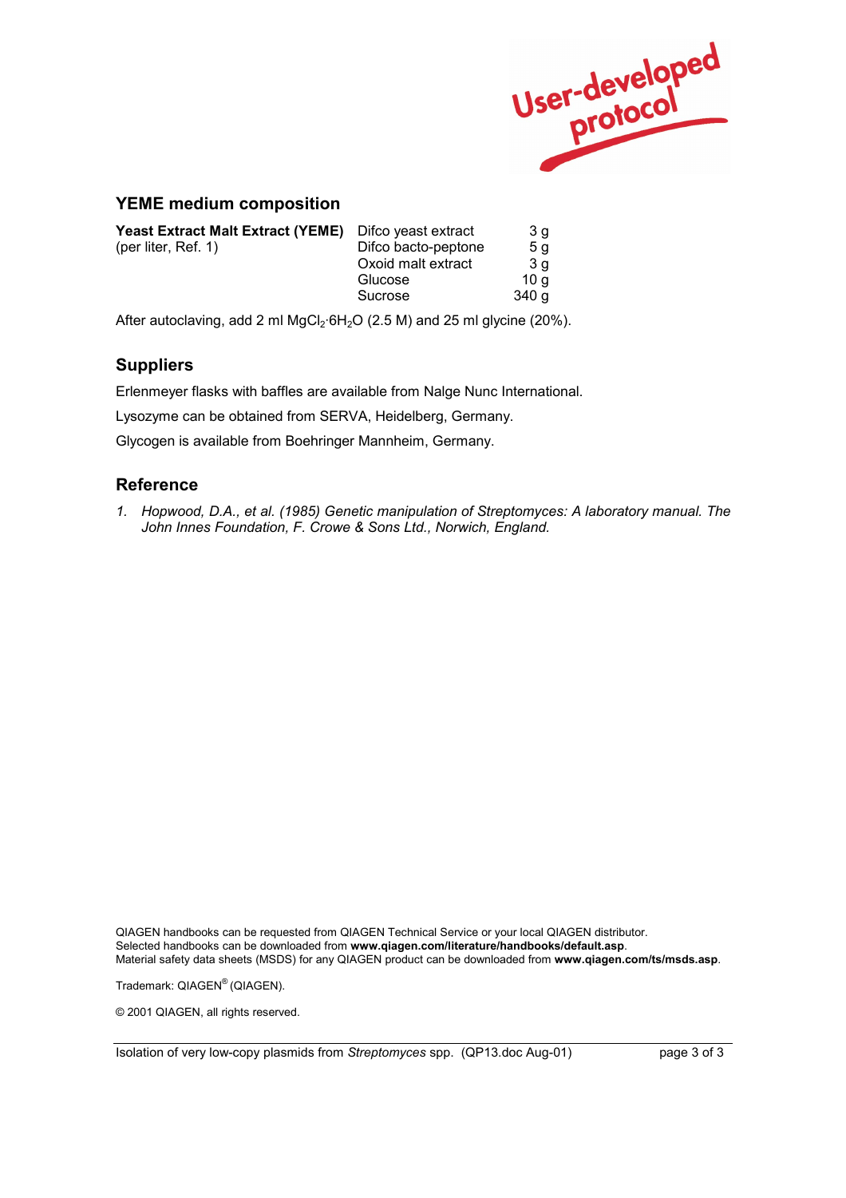User-developed protocol

## YEME medium composition

| | | |
|---|---|---|
| **Yeast Extract Malt Extract (YEME)** | Difco yeast extract | 3 g |
| (per liter, Ref. 1) | Difco bacto-peptone | 5 g |
| | Oxoid malt extract | 3 g |
| | Glucose | 10 g |
| | Sucrose | 340 g |

After autoclaving, add 2 ml $MgCl_2 \cdot 6H_2O$ (2.5 M) and 25 ml glycine (20%).

## Suppliers

Erlenmeyer flasks with baffles are available from Nalge Nunc International.

Lysozyme can be obtained from SERVA, Heidelberg, Germany.

Glycogen is available from Boehringer Mannheim, Germany.

## Reference

1. *Hopwood, D.A., et al. (1985) Genetic manipulation of Streptomyces: A laboratory manual. The John Innes Foundation, F. Crowe & Sons Ltd., Norwich, England.*

QIAGEN handbooks can be requested from QIAGEN Technical Service or your local QIAGEN distributor.
Selected handbooks can be downloaded from **www.qiagen.com/literature/handbooks/default.asp**.
Material safety data sheets (MSDS) for any QIAGEN product can be downloaded from **www.qiagen.com/ts/msds.asp**.

Trademark: QIAGEN® (QIAGEN).

© 2001 QIAGEN, all rights reserved.